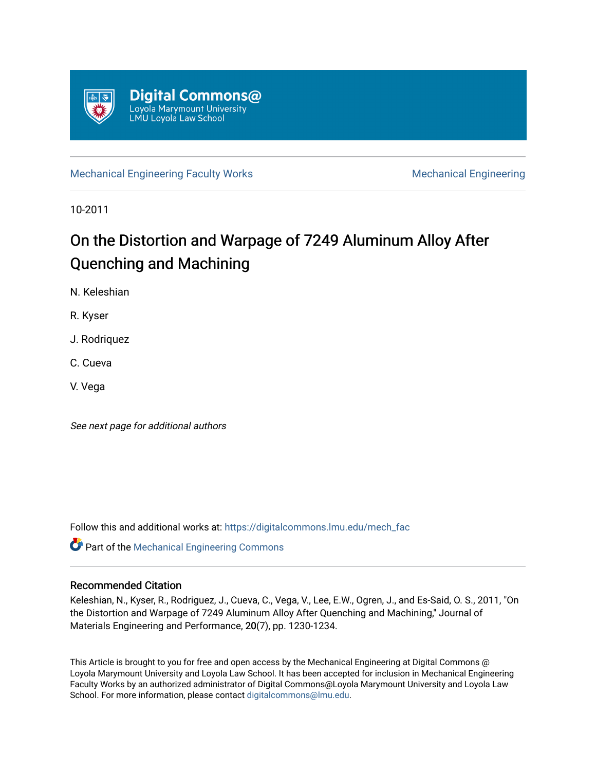Digital Commons@
Loyola Marymount University
LMU Loyola Law School

Mechanical Engineering Faculty Works | Mechanical Engineering

10-2011

# On the Distortion and Warpage of 7249 Aluminum Alloy After Quenching and Machining

N. Keleshian

R. Kyser

J. Rodriquez

C. Cueva

V. Vega

*See next page for additional authors*

Follow this and additional works at: https://digitalcommons.lmu.edu/mech_fac

Part of the Mechanical Engineering Commons

## Recommended Citation

Keleshian, N., Kyser, R., Rodriguez, J., Cueva, C., Vega, V., Lee, E.W., Ogren, J., and Es-Said, O. S., 2011, "On the Distortion and Warpage of 7249 Aluminum Alloy After Quenching and Machining," Journal of Materials Engineering and Performance, **20**(7), pp. 1230-1234.

This Article is brought to you for free and open access by the Mechanical Engineering at Digital Commons @ Loyola Marymount University and Loyola Law School. It has been accepted for inclusion in Mechanical Engineering Faculty Works by an authorized administrator of Digital Commons@Loyola Marymount University and Loyola Law School. For more information, please contact digitalcommons@lmu.edu.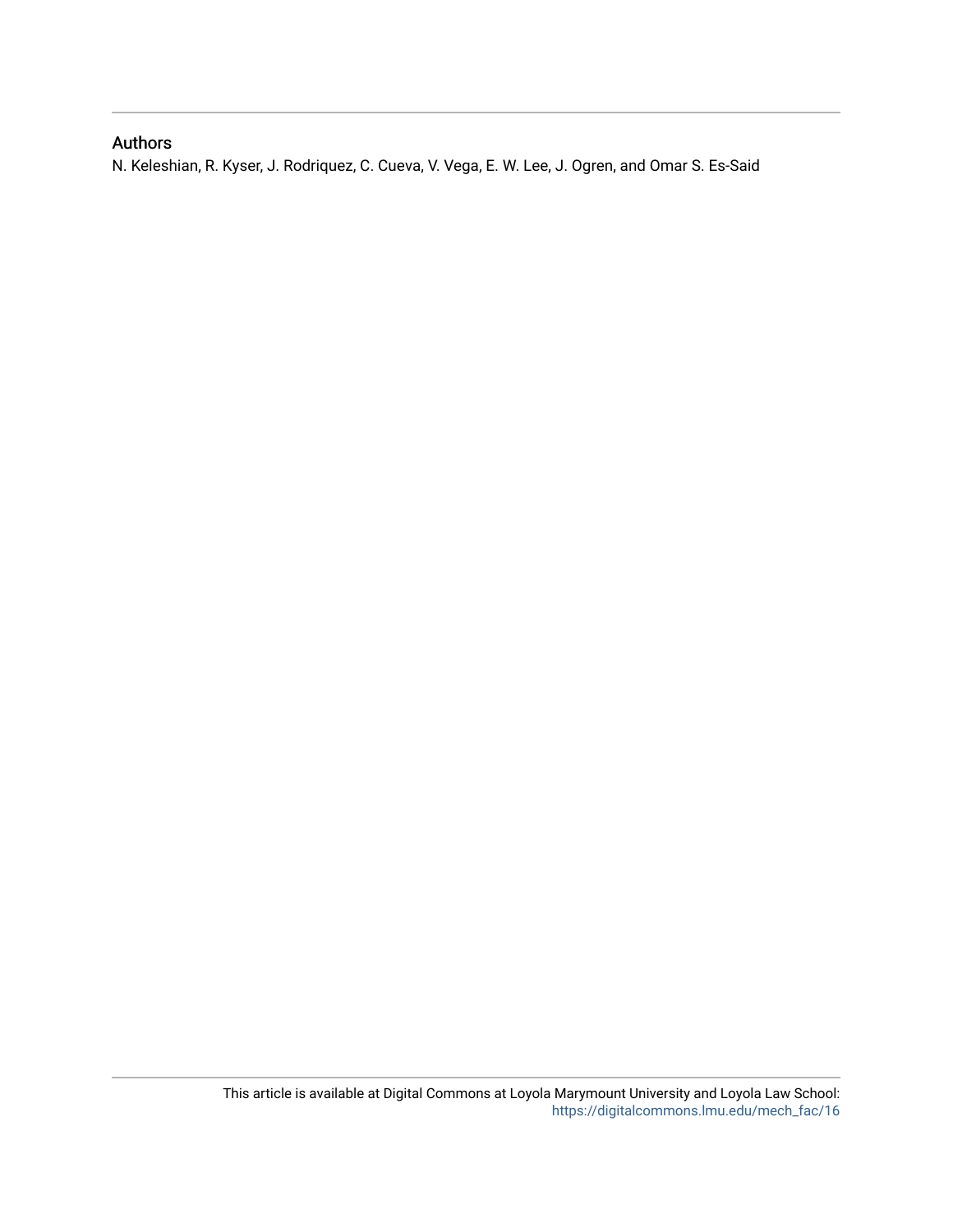## Authors

N. Keleshian, R. Kyser, J. Rodriquez, C. Cueva, V. Vega, E. W. Lee, J. Ogren, and Omar S. Es-Said

This article is available at Digital Commons at Loyola Marymount University and Loyola Law School: https://digitalcommons.lmu.edu/mech_fac/16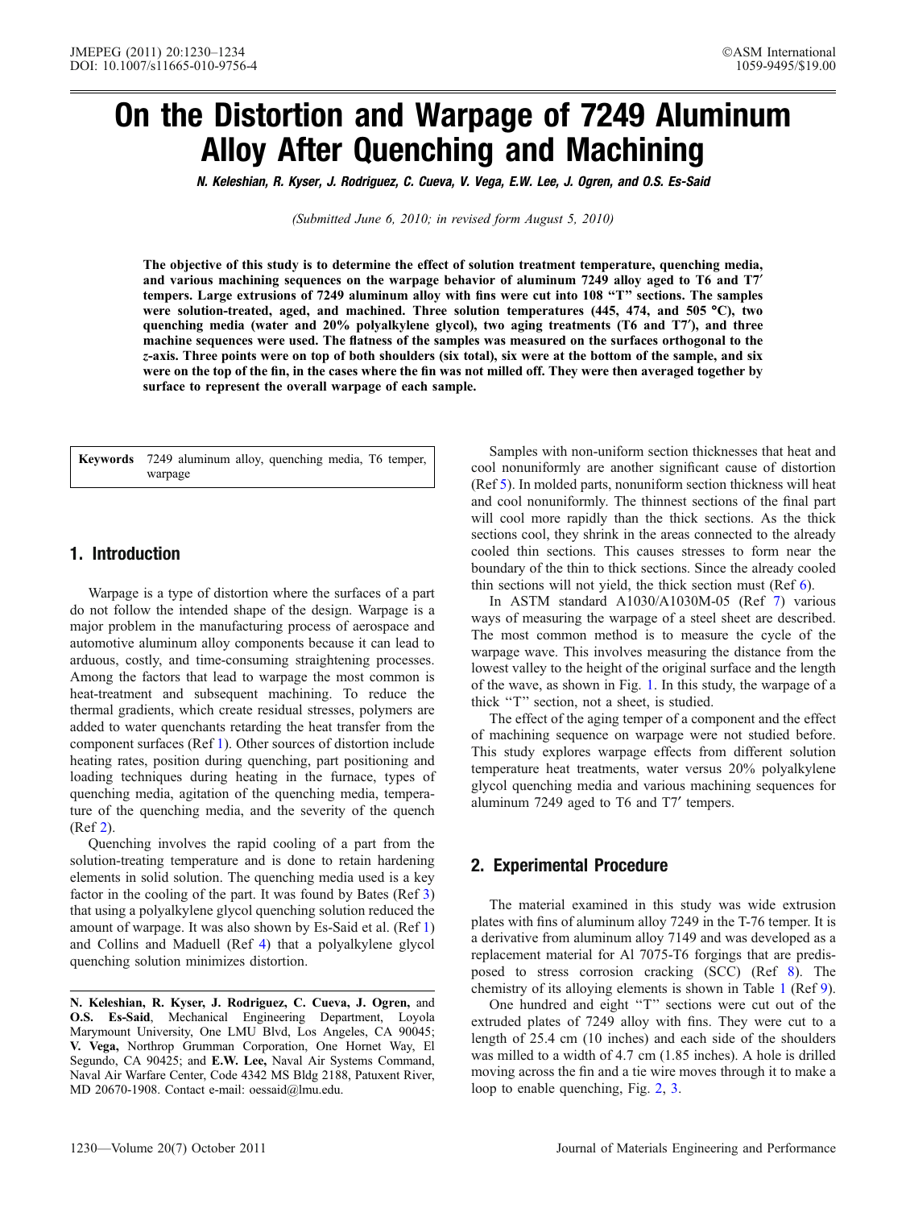# On the Distortion and Warpage of 7249 Aluminum Alloy After Quenching and Machining

**N. Keleshian, R. Kyser, J. Rodriguez, C. Cueva, V. Vega, E.W. Lee, J. Ogren, and O.S. Es-Said**

*(Submitted June 6, 2010; in revised form August 5, 2010)*

**The objective of this study is to determine the effect of solution treatment temperature, quenching media, and various machining sequences on the warpage behavior of aluminum 7249 alloy aged to T6 and T7′ tempers. Large extrusions of 7249 aluminum alloy with fins were cut into 108 "T" sections. The samples were solution-treated, aged, and machined. Three solution temperatures (445, 474, and 505 °C), two quenching media (water and 20% polyalkylene glycol), two aging treatments (T6 and T7′), and three machine sequences were used. The flatness of the samples was measured on the surfaces orthogonal to the *z*-axis. Three points were on top of both shoulders (six total), six were at the bottom of the sample, and six were on the top of the fin, in the cases where the fin was not milled off. They were then averaged together by surface to represent the overall warpage of each sample.**

| **Keywords** | 7249 aluminum alloy, quenching media, T6 temper, warpage |
|---|---|

## 1. Introduction

Warpage is a type of distortion where the surfaces of a part do not follow the intended shape of the design. Warpage is a major problem in the manufacturing process of aerospace and automotive aluminum alloy components because it can lead to arduous, costly, and time-consuming straightening processes. Among the factors that lead to warpage the most common is heat-treatment and subsequent machining. To reduce the thermal gradients, which create residual stresses, polymers are added to water quenchants retarding the heat transfer from the component surfaces (Ref 1). Other sources of distortion include heating rates, position during quenching, part positioning and loading techniques during heating in the furnace, types of quenching media, agitation of the quenching media, temperature of the quenching media, and the severity of the quench (Ref 2).

Quenching involves the rapid cooling of a part from the solution-treating temperature and is done to retain hardening elements in solid solution. The quenching media used is a key factor in the cooling of the part. It was found by Bates (Ref 3) that using a polyalkylene glycol quenching solution reduced the amount of warpage. It was also shown by Es-Said et al. (Ref 1) and Collins and Maduell (Ref 4) that a polyalkylene glycol quenching solution minimizes distortion.

Samples with non-uniform section thicknesses that heat and cool nonuniformly are another significant cause of distortion (Ref 5). In molded parts, nonuniform section thickness will heat and cool nonuniformly. The thinnest sections of the final part will cool more rapidly than the thick sections. As the thick sections cool, they shrink in the areas connected to the already cooled thin sections. This causes stresses to form near the boundary of the thin to thick sections. Since the already cooled thin sections will not yield, the thick section must (Ref 6).

In ASTM standard A1030/A1030M-05 (Ref 7) various ways of measuring the warpage of a steel sheet are described. The most common method is to measure the cycle of the warpage wave. This involves measuring the distance from the lowest valley to the height of the original surface and the length of the wave, as shown in Fig. 1. In this study, the warpage of a thick "T" section, not a sheet, is studied.

The effect of the aging temper of a component and the effect of machining sequence on warpage were not studied before. This study explores warpage effects from different solution temperature heat treatments, water versus 20% polyalkylene glycol quenching media and various machining sequences for aluminum 7249 aged to T6 and T7′ tempers.

## 2. Experimental Procedure

The material examined in this study was wide extrusion plates with fins of aluminum alloy 7249 in the T-76 temper. It is a derivative from aluminum alloy 7149 and was developed as a replacement material for Al 7075-T6 forgings that are predisposed to stress corrosion cracking (SCC) (Ref 8). The chemistry of its alloying elements is shown in Table 1 (Ref 9).

One hundred and eight "T" sections were cut out of the extruded plates of 7249 alloy with fins. They were cut to a length of 25.4 cm (10 inches) and each side of the shoulders was milled to a width of 4.7 cm (1.85 inches). A hole is drilled moving across the fin and a tie wire moves through it to make a loop to enable quenching, Fig. 2, 3.

**N. Keleshian, R. Kyser, J. Rodriguez, C. Cueva, J. Ogren,** and **O.S. Es-Said**, Mechanical Engineering Department, Loyola Marymount University, One LMU Blvd, Los Angeles, CA 90045; **V. Vega,** Northrop Grumman Corporation, One Hornet Way, El Segundo, CA 90425; and **E.W. Lee,** Naval Air Systems Command, Naval Air Warfare Center, Code 4342 MS Bldg 2188, Patuxent River, MD 20670-1908. Contact e-mail: oessaid@lmu.edu.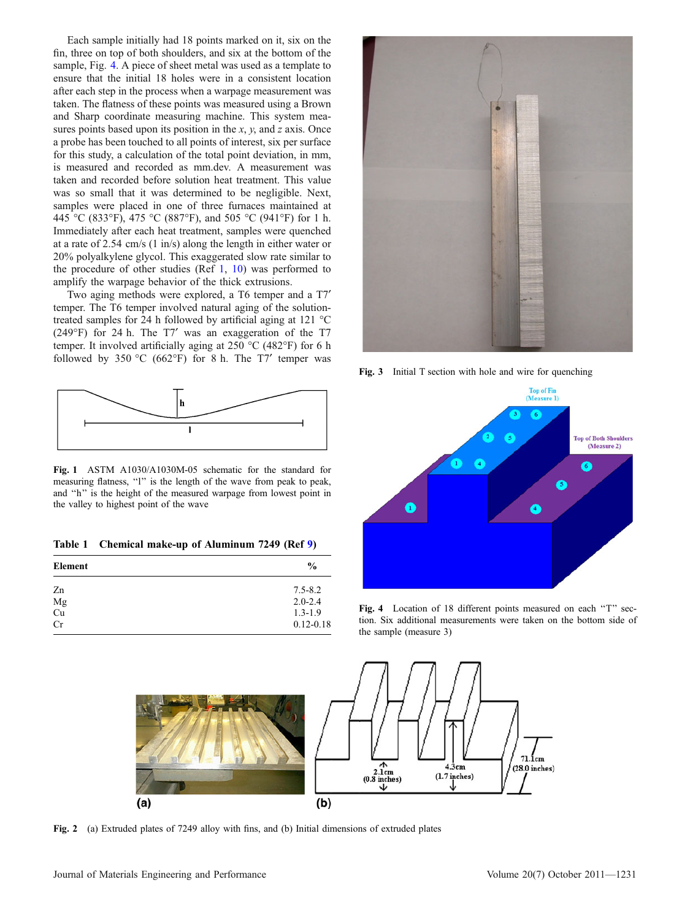Each sample initially had 18 points marked on it, six on the fin, three on top of both shoulders, and six at the bottom of the sample, Fig. 4. A piece of sheet metal was used as a template to ensure that the initial 18 holes were in a consistent location after each step in the process when a warpage measurement was taken. The flatness of these points was measured using a Brown and Sharp coordinate measuring machine. This system measures points based upon its position in the *x*, *y*, and *z* axis. Once a probe has been touched to all points of interest, six per surface for this study, a calculation of the total point deviation, in mm, is measured and recorded as mm.dev. A measurement was taken and recorded before solution heat treatment. This value was so small that it was determined to be negligible. Next, samples were placed in one of three furnaces maintained at 445 °C (833°F), 475 °C (887°F), and 505 °C (941°F) for 1 h. Immediately after each heat treatment, samples were quenched at a rate of 2.54 cm/s (1 in/s) along the length in either water or 20% polyalkylene glycol. This exaggerated slow rate similar to the procedure of other studies (Ref 1, 10) was performed to amplify the warpage behavior of the thick extrusions.

Two aging methods were explored, a T6 temper and a T7′ temper. The T6 temper involved natural aging of the solution-treated samples for 24 h followed by artificial aging at 121 °C (249°F) for 24 h. The T7′ was an exaggeration of the T7 temper. It involved artificially aging at 250 °C (482°F) for 6 h followed by 350 °C (662°F) for 8 h. The T7′ temper was

**Fig. 1** ASTM A1030/A1030M-05 schematic for the standard for measuring flatness, "l" is the length of the wave from peak to peak, and "h" is the height of the measured warpage from lowest point in the valley to highest point of the wave

**Table 1 Chemical make-up of Aluminum 7249 (Ref 9)**

| Element | % |
|---|---|
| Zn | 7.5-8.2 |
| Mg | 2.0-2.4 |
| Cu | 1.3-1.9 |
| Cr | 0.12-0.18 |

**Fig. 3** Initial T section with hole and wire for quenching

**Fig. 4** Location of 18 different points measured on each "T" section. Six additional measurements were taken on the bottom side of the sample (measure 3)

**Fig. 2** (a) Extruded plates of 7249 alloy with fins, and (b) Initial dimensions of extruded plates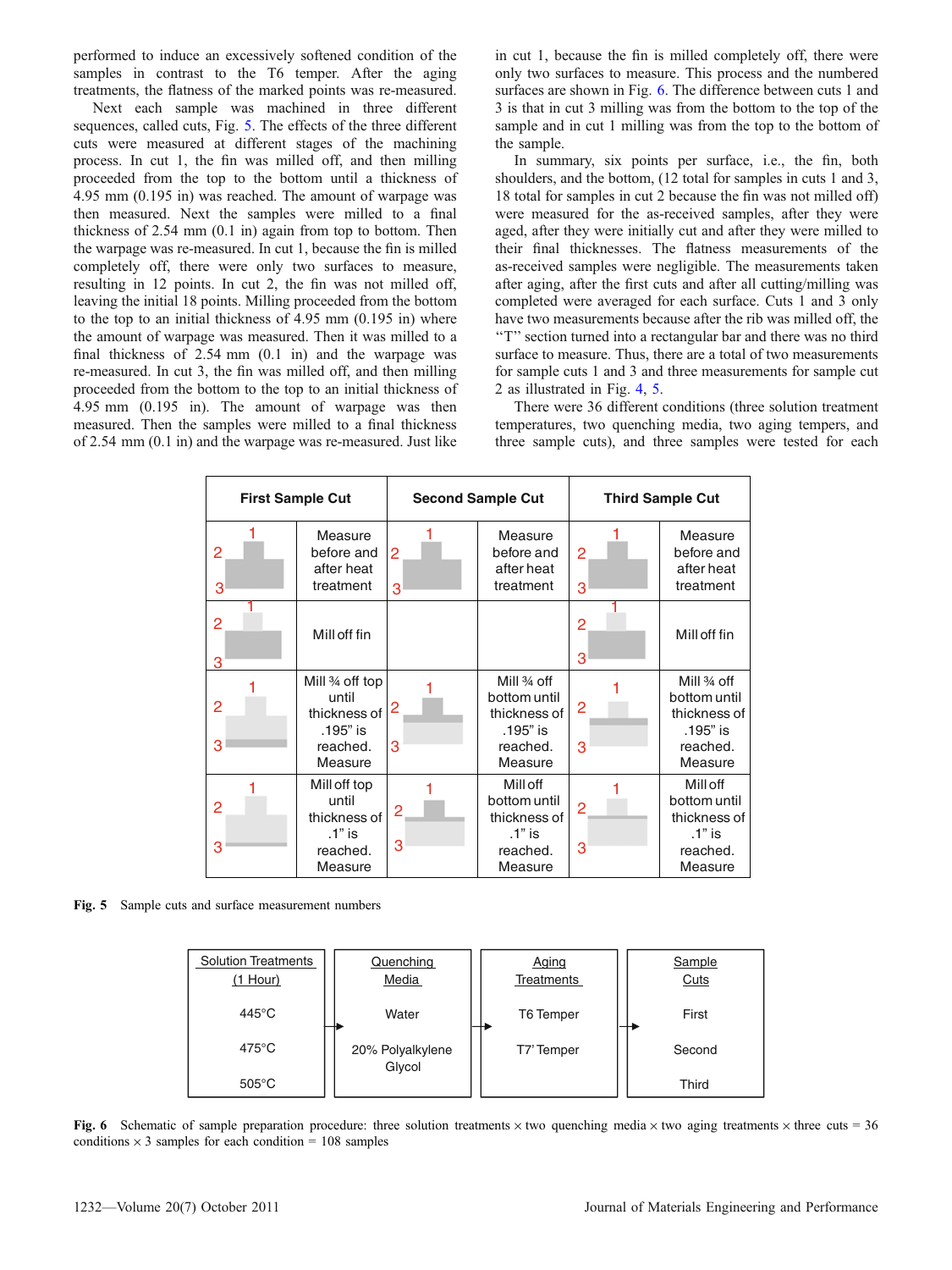performed to induce an excessively softened condition of the samples in contrast to the T6 temper. After the aging treatments, the flatness of the marked points was re-measured.

Next each sample was machined in three different sequences, called cuts, Fig. 5. The effects of the three different cuts were measured at different stages of the machining process. In cut 1, the fin was milled off, and then milling proceeded from the top to the bottom until a thickness of 4.95 mm (0.195 in) was reached. The amount of warpage was then measured. Next the samples were milled to a final thickness of 2.54 mm (0.1 in) again from top to bottom. Then the warpage was re-measured. In cut 1, because the fin is milled completely off, there were only two surfaces to measure, resulting in 12 points. In cut 2, the fin was not milled off, leaving the initial 18 points. Milling proceeded from the bottom to the top to an initial thickness of 4.95 mm (0.195 in) where the amount of warpage was measured. Then it was milled to a final thickness of 2.54 mm (0.1 in) and the warpage was re-measured. In cut 3, the fin was milled off, and then milling proceeded from the bottom to the top to an initial thickness of 4.95 mm (0.195 in). The amount of warpage was then measured. Then the samples were milled to a final thickness of 2.54 mm (0.1 in) and the warpage was re-measured. Just like in cut 1, because the fin is milled completely off, there were only two surfaces to measure. This process and the numbered surfaces are shown in Fig. 6. The difference between cuts 1 and 3 is that in cut 3 milling was from the bottom to the top of the sample and in cut 1 milling was from the top to the bottom of the sample.

In summary, six points per surface, i.e., the fin, both shoulders, and the bottom, (12 total for samples in cuts 1 and 3, 18 total for samples in cut 2 because the fin was not milled off) were measured for the as-received samples, after they were aged, after they were initially cut and after they were milled to their final thicknesses. The flatness measurements of the as-received samples were negligible. The measurements taken after aging, after the first cuts and after all cutting/milling was completed were averaged for each surface. Cuts 1 and 3 only have two measurements because after the rib was milled off, the "T" section turned into a rectangular bar and there was no third surface to measure. Thus, there are a total of two measurements for sample cuts 1 and 3 and three measurements for sample cut 2 as illustrated in Fig. 4, 5.

There were 36 different conditions (three solution treatment temperatures, two quenching media, two aging tempers, and three sample cuts), and three samples were tested for each

| First Sample Cut | | Second Sample Cut | | Third Sample Cut | |
|---|---|---|---|---|---|
| (surfaces 1, 2, 3) | Measure before and after heat treatment | (surfaces 1, 2, 3) | Measure before and after heat treatment | (surfaces 1, 2, 3) | Measure before and after heat treatment |
| (surfaces 1, 2, 3) | Mill off fin | | | (surfaces 1, 2, 3) | Mill off fin |
| (surfaces 1, 2, 3) | Mill ¾ off top until thickness of .195" is reached. Measure | (surfaces 1, 2, 3) | Mill ¾ off bottom until thickness of .195" is reached. Measure | (surfaces 1, 2, 3) | Mill ¾ off bottom until thickness of .195" is reached. Measure |
| (surfaces 1, 2, 3) | Mill off top until thickness of .1" is reached. Measure | (surfaces 1, 2, 3) | Mill off bottom until thickness of .1" is reached. Measure | (surfaces 1, 2, 3) | Mill off bottom until thickness of .1" is reached. Measure |

**Fig. 5** Sample cuts and surface measurement numbers

| Solution Treatments (1 Hour) | Quenching Media | Aging Treatments | Sample Cuts |
|---|---|---|---|
| 445°C | Water | T6 Temper | First |
| 475°C | 20% Polyalkylene Glycol | T7' Temper | Second |
| 505°C | | | Third |

**Fig. 6** Schematic of sample preparation procedure: three solution treatments × two quenching media × two aging treatments × three cuts = 36 conditions × 3 samples for each condition = 108 samples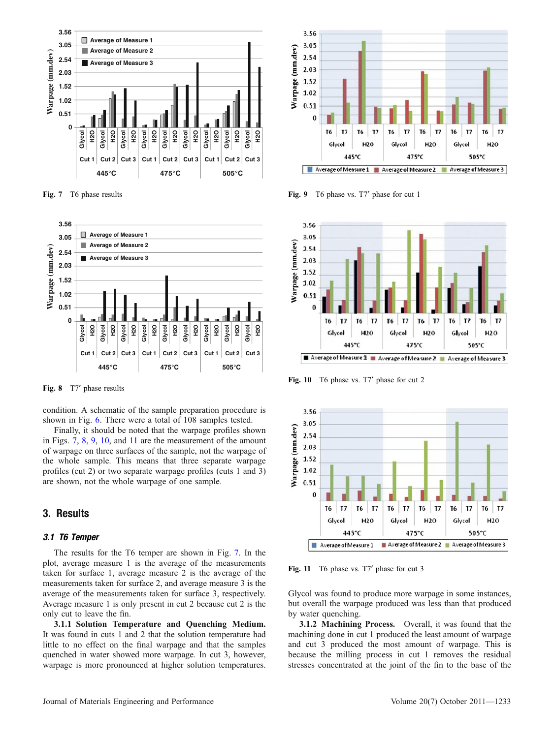Fig. 7 T6 phase results

Fig. 8 T7′ phase results

condition. A schematic of the sample preparation procedure is shown in Fig. 6. There were a total of 108 samples tested.

Finally, it should be noted that the warpage profiles shown in Figs. 7, 8, 9, 10, and 11 are the measurement of the amount of warpage on three surfaces of the sample, not the warpage of the whole sample. This means that three separate warpage profiles (cut 2) or two separate warpage profiles (cuts 1 and 3) are shown, not the whole warpage of one sample.

## 3. Results

### 3.1 T6 Temper

The results for the T6 temper are shown in Fig. 7. In the plot, average measure 1 is the average of the measurements taken for surface 1, average measure 2 is the average of the measurements taken for surface 2, and average measure 3 is the average of the measurements taken for surface 3, respectively. Average measure 1 is only present in cut 2 because cut 2 is the only cut to leave the fin.

**3.1.1 Solution Temperature and Quenching Medium.** It was found in cuts 1 and 2 that the solution temperature had little to no effect on the final warpage and that the samples quenched in water showed more warpage. In cut 3, however, warpage is more pronounced at higher solution temperatures.

Fig. 9 T6 phase vs. T7′ phase for cut 1

Fig. 10 T6 phase vs. T7′ phase for cut 2

Fig. 11 T6 phase vs. T7′ phase for cut 3

Glycol was found to produce more warpage in some instances, but overall the warpage produced was less than that produced by water quenching.

**3.1.2 Machining Process.** Overall, it was found that the machining done in cut 1 produced the least amount of warpage and cut 3 produced the most amount of warpage. This is because the milling process in cut 1 removes the residual stresses concentrated at the joint of the fin to the base of the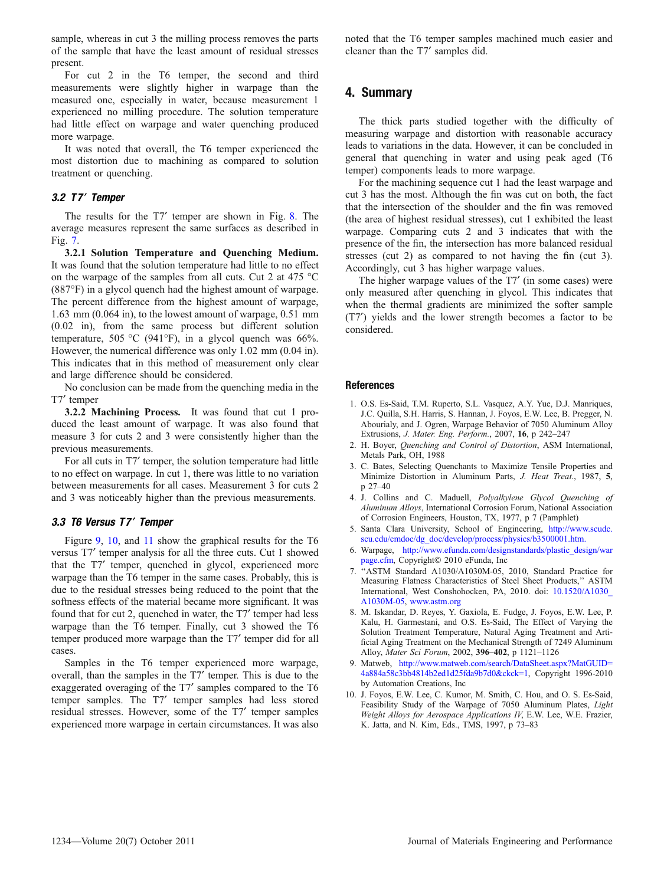sample, whereas in cut 3 the milling process removes the parts of the sample that have the least amount of residual stresses present.

For cut 2 in the T6 temper, the second and third measurements were slightly higher in warpage than the measured one, especially in water, because measurement 1 experienced no milling procedure. The solution temperature had little effect on warpage and water quenching produced more warpage.

It was noted that overall, the T6 temper experienced the most distortion due to machining as compared to solution treatment or quenching.

### 3.2 T7′ Temper

The results for the T7′ temper are shown in Fig. 8. The average measures represent the same surfaces as described in Fig. 7.

**3.2.1 Solution Temperature and Quenching Medium.** It was found that the solution temperature had little to no effect on the warpage of the samples from all cuts. Cut 2 at 475 °C (887°F) in a glycol quench had the highest amount of warpage. The percent difference from the highest amount of warpage, 1.63 mm (0.064 in), to the lowest amount of warpage, 0.51 mm (0.02 in), from the same process but different solution temperature, 505 °C (941°F), in a glycol quench was 66%. However, the numerical difference was only 1.02 mm (0.04 in). This indicates that in this method of measurement only clear and large difference should be considered.

No conclusion can be made from the quenching media in the T7′ temper

**3.2.2 Machining Process.** It was found that cut 1 produced the least amount of warpage. It was also found that measure 3 for cuts 2 and 3 were consistently higher than the previous measurements.

For all cuts in T7′ temper, the solution temperature had little to no effect on warpage. In cut 1, there was little to no variation between measurements for all cases. Measurement 3 for cuts 2 and 3 was noticeably higher than the previous measurements.

### 3.3 T6 Versus T7′ Temper

Figure 9, 10, and 11 show the graphical results for the T6 versus T7′ temper analysis for all the three cuts. Cut 1 showed that the T7′ temper, quenched in glycol, experienced more warpage than the T6 temper in the same cases. Probably, this is due to the residual stresses being reduced to the point that the softness effects of the material became more significant. It was found that for cut 2, quenched in water, the T7′ temper had less warpage than the T6 temper. Finally, cut 3 showed the T6 temper produced more warpage than the T7′ temper did for all cases.

Samples in the T6 temper experienced more warpage, overall, than the samples in the T7′ temper. This is due to the exaggerated overaging of the T7′ samples compared to the T6 temper samples. The T7′ temper samples had less stored residual stresses. However, some of the T7′ temper samples experienced more warpage in certain circumstances. It was also noted that the T6 temper samples machined much easier and cleaner than the T7′ samples did.

## 4. Summary

The thick parts studied together with the difficulty of measuring warpage and distortion with reasonable accuracy leads to variations in the data. However, it can be concluded in general that quenching in water and using peak aged (T6 temper) components leads to more warpage.

For the machining sequence cut 1 had the least warpage and cut 3 has the most. Although the fin was cut on both, the fact that the intersection of the shoulder and the fin was removed (the area of highest residual stresses), cut 1 exhibited the least warpage. Comparing cuts 2 and 3 indicates that with the presence of the fin, the intersection has more balanced residual stresses (cut 2) as compared to not having the fin (cut 3). Accordingly, cut 3 has higher warpage values.

The higher warpage values of the T7′ (in some cases) were only measured after quenching in glycol. This indicates that when the thermal gradients are minimized the softer sample (T7′) yields and the lower strength becomes a factor to be considered.

## References

1. O.S. Es-Said, T.M. Ruperto, S.L. Vasquez, A.Y. Yue, D.J. Manriques, J.C. Quilla, S.H. Harris, S. Hannan, J. Foyos, E.W. Lee, B. Pregger, N. Abourialy, and J. Ogren, Warpage Behavior of 7050 Aluminum Alloy Extrusions, *J. Mater. Eng. Perform.*, 2007, **16**, p 242–247
2. H. Boyer, *Quenching and Control of Distortion*, ASM International, Metals Park, OH, 1988
3. C. Bates, Selecting Quenchants to Maximize Tensile Properties and Minimize Distortion in Aluminum Parts, *J. Heat Treat.*, 1987, **5**, p 27–40
4. J. Collins and C. Maduell, *Polyalkylene Glycol Quenching of Aluminum Alloys*, International Corrosion Forum, National Association of Corrosion Engineers, Houston, TX, 1977, p 7 (Pamphlet)
5. Santa Clara University, School of Engineering, http://www.scudc.scu.edu/cmdoc/dg_doc/develop/process/physics/b3500001.htm.
6. Warpage, http://www.efunda.com/designstandards/plastic_design/warpage.cfm, Copyright© 2010 eFunda, Inc
7. "ASTM Standard A1030/A1030M-05, 2010, Standard Practice for Measuring Flatness Characteristics of Steel Sheet Products," ASTM International, West Conshohocken, PA, 2010. doi: 10.1520/A1030_A1030M-05, www.astm.org
8. M. Iskandar, D. Reyes, Y. Gaxiola, E. Fudge, J. Foyos, E.W. Lee, P. Kalu, H. Garmestani, and O.S. Es-Said, The Effect of Varying the Solution Treatment Temperature, Natural Aging Treatment and Artificial Aging Treatment on the Mechanical Strength of 7249 Aluminum Alloy, *Mater Sci Forum*, 2002, **396–402**, p 1121–1126
9. Matweb, http://www.matweb.com/search/DataSheet.aspx?MatGUID=4a884a58c3bb4814b2ed1d25fda9b7d0&ckck=1, Copyright 1996-2010 by Automation Creations, Inc
10. J. Foyos, E.W. Lee, C. Kumor, M. Smith, C. Hou, and O. S. Es-Said, Feasibility Study of the Warpage of 7050 Aluminum Plates, *Light Weight Alloys for Aerospace Applications IV*, E.W. Lee, W.E. Frazier, K. Jatta, and N. Kim, Eds., TMS, 1997, p 73–83